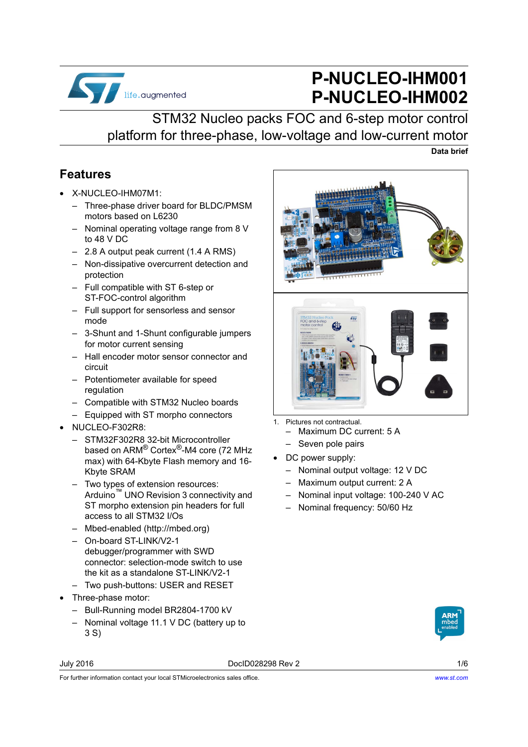# P-NUCLEO-IHM001
# P-NUCLEO-IHM002

## STM32 Nucleo packs FOC and 6-step motor control platform for three-phase, low-voltage and low-current motor

**Data brief**

## Features

- X-NUCLEO-IHM07M1:
  - Three-phase driver board for BLDC/PMSM motors based on L6230
  - Nominal operating voltage range from 8 V to 48 V DC
  - 2.8 A output peak current (1.4 A RMS)
  - Non-dissipative overcurrent detection and protection
  - Full compatible with ST 6-step or ST-FOC-control algorithm
  - Full support for sensorless and sensor mode
  - 3-Shunt and 1-Shunt configurable jumpers for motor current sensing
  - Hall encoder motor sensor connector and circuit
  - Potentiometer available for speed regulation
  - Compatible with STM32 Nucleo boards
  - Equipped with ST morpho connectors
- NUCLEO-F302R8:
  - STM32F302R8 32-bit Microcontroller based on ARM® Cortex®-M4 core (72 MHz max) with 64-Kbyte Flash memory and 16-Kbyte SRAM
  - Two types of extension resources: Arduino™ UNO Revision 3 connectivity and ST morpho extension pin headers for full access to all STM32 I/Os
  - Mbed-enabled (http://mbed.org)
  - On-board ST-LINK/V2-1 debugger/programmer with SWD connector: selection-mode switch to use the kit as a standalone ST-LINK/V2-1
  - Two push-buttons: USER and RESET
- Three-phase motor:
  - Bull-Running model BR2804-1700 kV
  - Nominal voltage 11.1 V DC (battery up to 3 S)
  - Maximum DC current: 5 A
  - Seven pole pairs
- DC power supply:
  - Nominal output voltage: 12 V DC
  - Maximum output current: 2 A
  - Nominal input voltage: 100-240 V AC
  - Nominal frequency: 50/60 Hz

1. Pictures not contractual.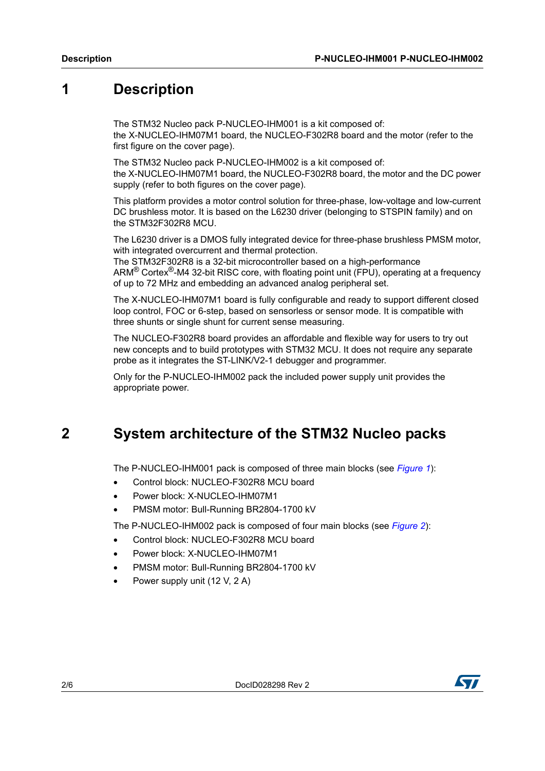# 1 Description

The STM32 Nucleo pack P-NUCLEO-IHM001 is a kit composed of:
the X-NUCLEO-IHM07M1 board, the NUCLEO-F302R8 board and the motor (refer to the first figure on the cover page).

The STM32 Nucleo pack P-NUCLEO-IHM002 is a kit composed of:
the X-NUCLEO-IHM07M1 board, the NUCLEO-F302R8 board, the motor and the DC power supply (refer to both figures on the cover page).

This platform provides a motor control solution for three-phase, low-voltage and low-current DC brushless motor. It is based on the L6230 driver (belonging to STSPIN family) and on the STM32F302R8 MCU.

The L6230 driver is a DMOS fully integrated device for three-phase brushless PMSM motor, with integrated overcurrent and thermal protection.
The STM32F302R8 is a 32-bit microcontroller based on a high-performance ARM® Cortex®-M4 32-bit RISC core, with floating point unit (FPU), operating at a frequency of up to 72 MHz and embedding an advanced analog peripheral set.

The X-NUCLEO-IHM07M1 board is fully configurable and ready to support different closed loop control, FOC or 6-step, based on sensorless or sensor mode. It is compatible with three shunts or single shunt for current sense measuring.

The NUCLEO-F302R8 board provides an affordable and flexible way for users to try out new concepts and to build prototypes with STM32 MCU. It does not require any separate probe as it integrates the ST-LINK/V2-1 debugger and programmer.

Only for the P-NUCLEO-IHM002 pack the included power supply unit provides the appropriate power.

# 2 System architecture of the STM32 Nucleo packs

The P-NUCLEO-IHM001 pack is composed of three main blocks (see *Figure 1*):

- Control block: NUCLEO-F302R8 MCU board
- Power block: X-NUCLEO-IHM07M1
- PMSM motor: Bull-Running BR2804-1700 kV

The P-NUCLEO-IHM002 pack is composed of four main blocks (see *Figure 2*):

- Control block: NUCLEO-F302R8 MCU board
- Power block: X-NUCLEO-IHM07M1
- PMSM motor: Bull-Running BR2804-1700 kV
- Power supply unit (12 V, 2 A)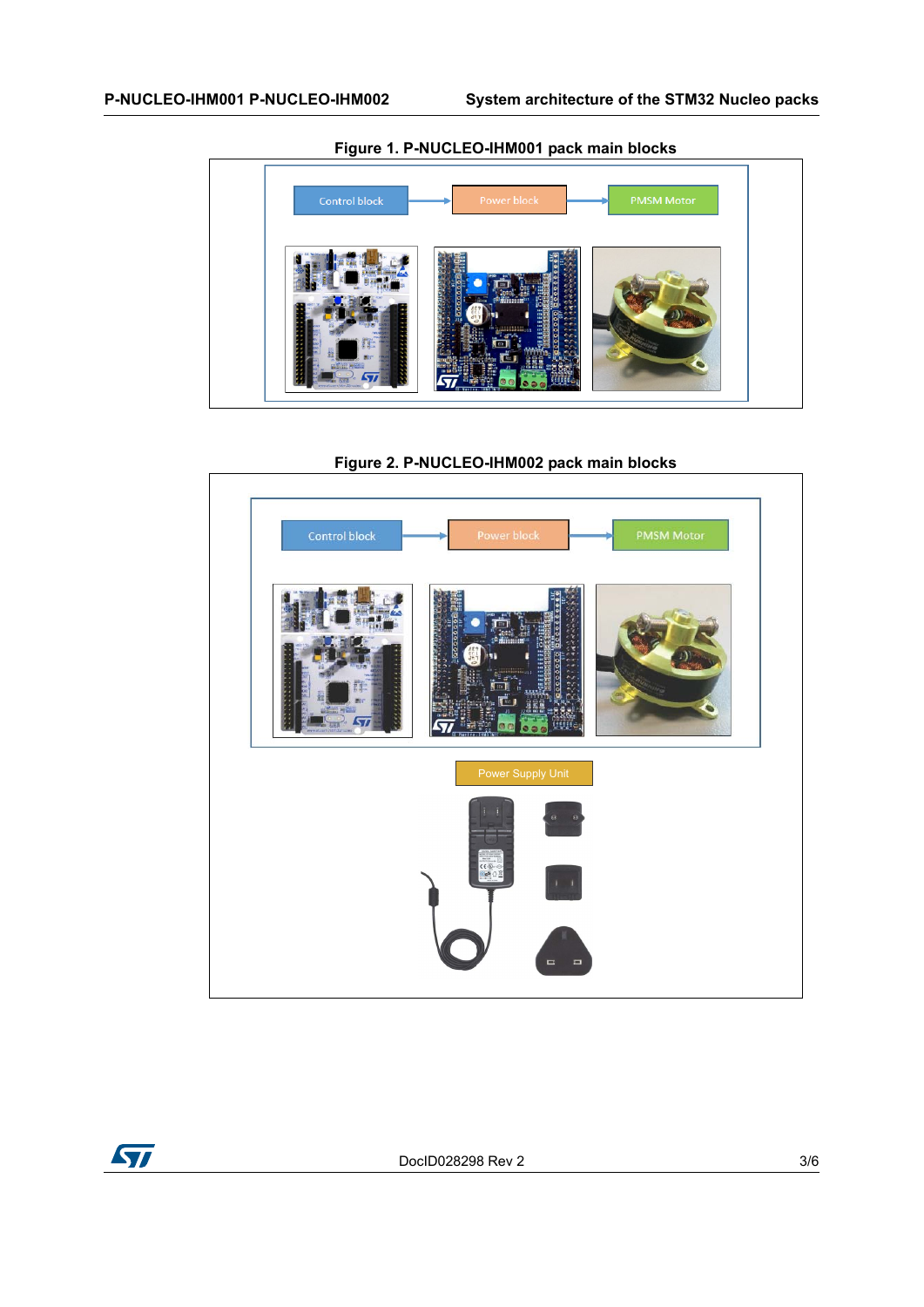**Figure 1. P-NUCLEO-IHM001 pack main blocks**

Control block → Power block → PMSM Motor

**Figure 2. P-NUCLEO-IHM002 pack main blocks**

Control block → Power block → PMSM Motor

Power Supply Unit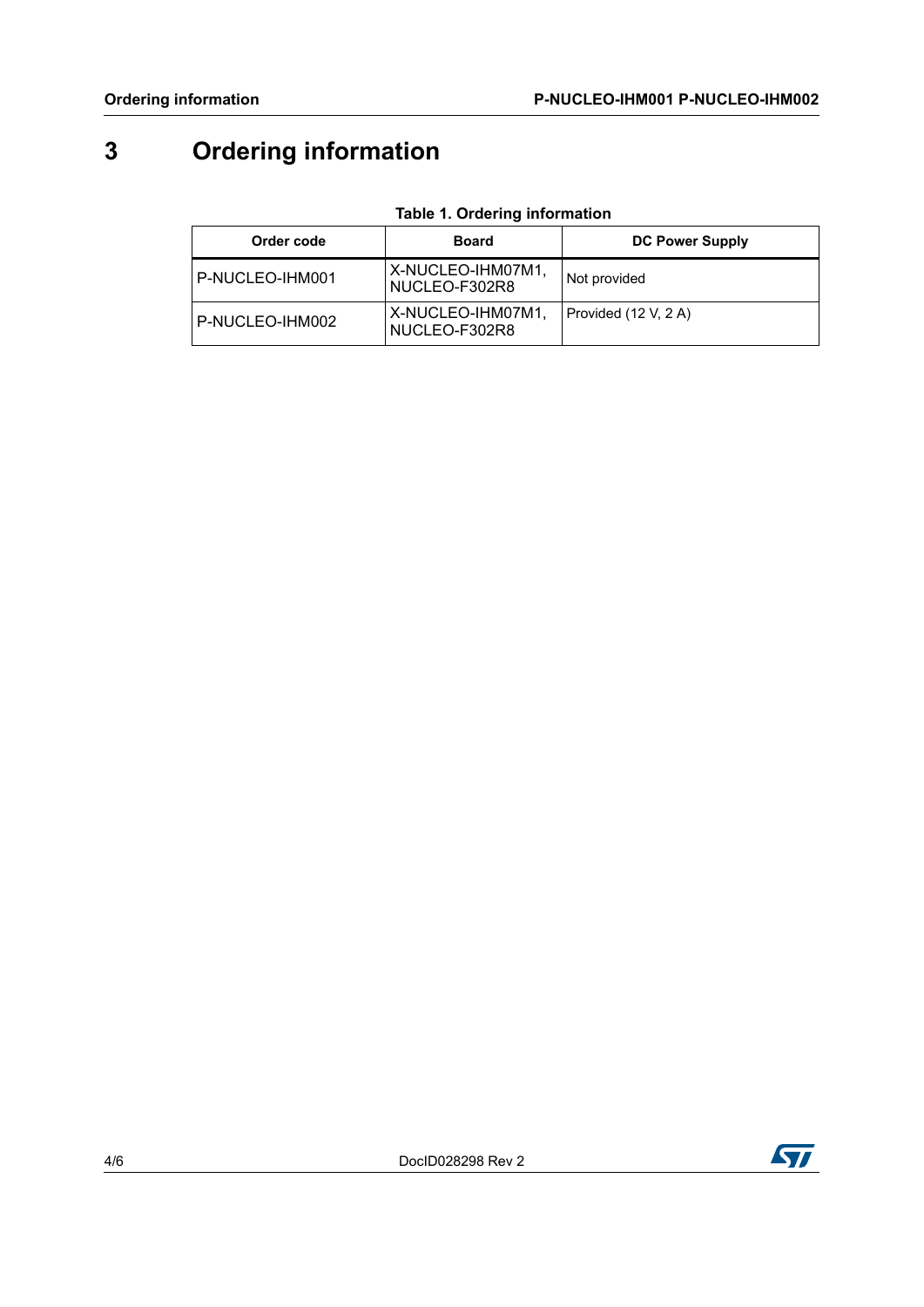# 3 Ordering information

**Table 1. Ordering information**

| Order code | Board | DC Power Supply |
|---|---|---|
| P-NUCLEO-IHM001 | X-NUCLEO-IHM07M1, NUCLEO-F302R8 | Not provided |
| P-NUCLEO-IHM002 | X-NUCLEO-IHM07M1, NUCLEO-F302R8 | Provided (12 V, 2 A) |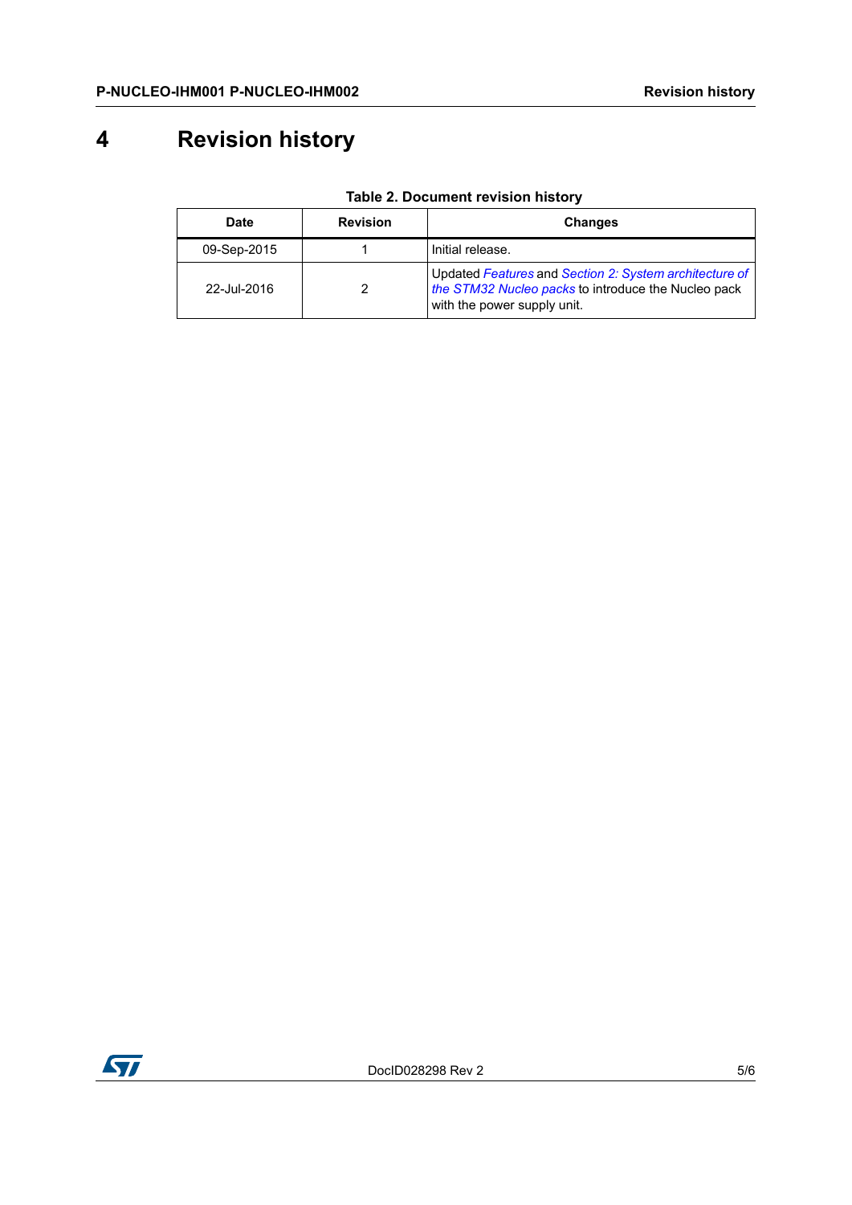# 4 Revision history

**Table 2. Document revision history**

| Date | Revision | Changes |
|---|---|---|
| 09-Sep-2015 | 1 | Initial release. |
| 22-Jul-2016 | 2 | Updated *Features* and *Section 2: System architecture of the STM32 Nucleo packs* to introduce the Nucleo pack with the power supply unit. |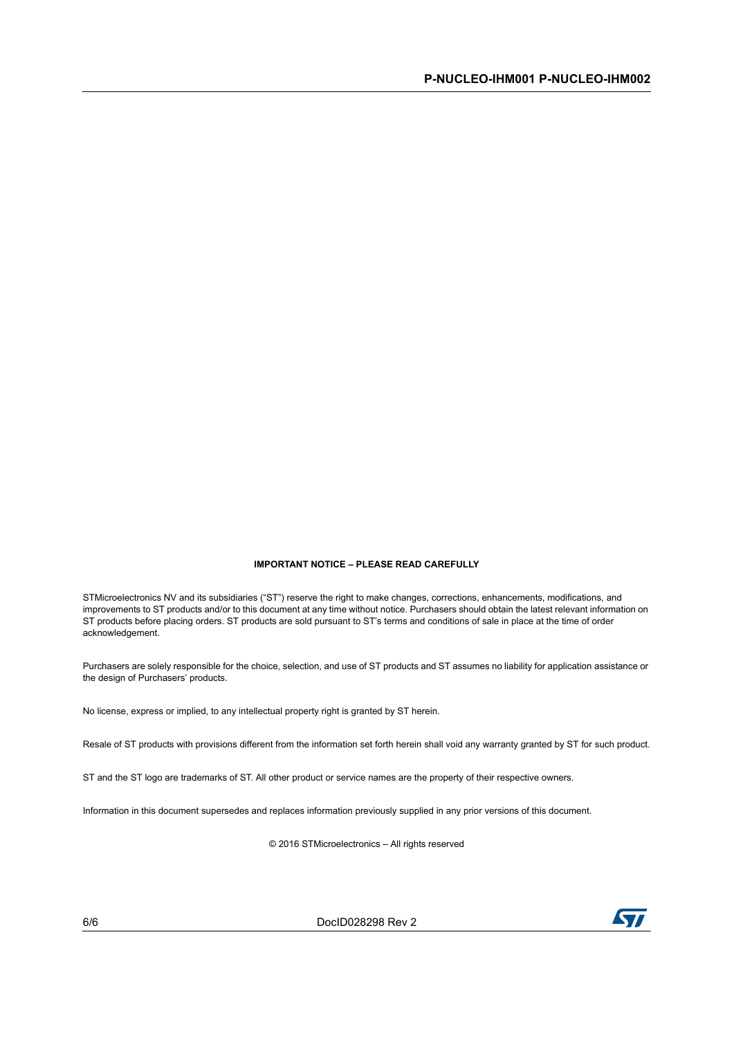**IMPORTANT NOTICE – PLEASE READ CAREFULLY**

STMicroelectronics NV and its subsidiaries (“ST”) reserve the right to make changes, corrections, enhancements, modifications, and improvements to ST products and/or to this document at any time without notice. Purchasers should obtain the latest relevant information on ST products before placing orders. ST products are sold pursuant to ST’s terms and conditions of sale in place at the time of order acknowledgement.

Purchasers are solely responsible for the choice, selection, and use of ST products and ST assumes no liability for application assistance or the design of Purchasers’ products.

No license, express or implied, to any intellectual property right is granted by ST herein.

Resale of ST products with provisions different from the information set forth herein shall void any warranty granted by ST for such product.

ST and the ST logo are trademarks of ST. All other product or service names are the property of their respective owners.

Information in this document supersedes and replaces information previously supplied in any prior versions of this document.

© 2016 STMicroelectronics – All rights reserved